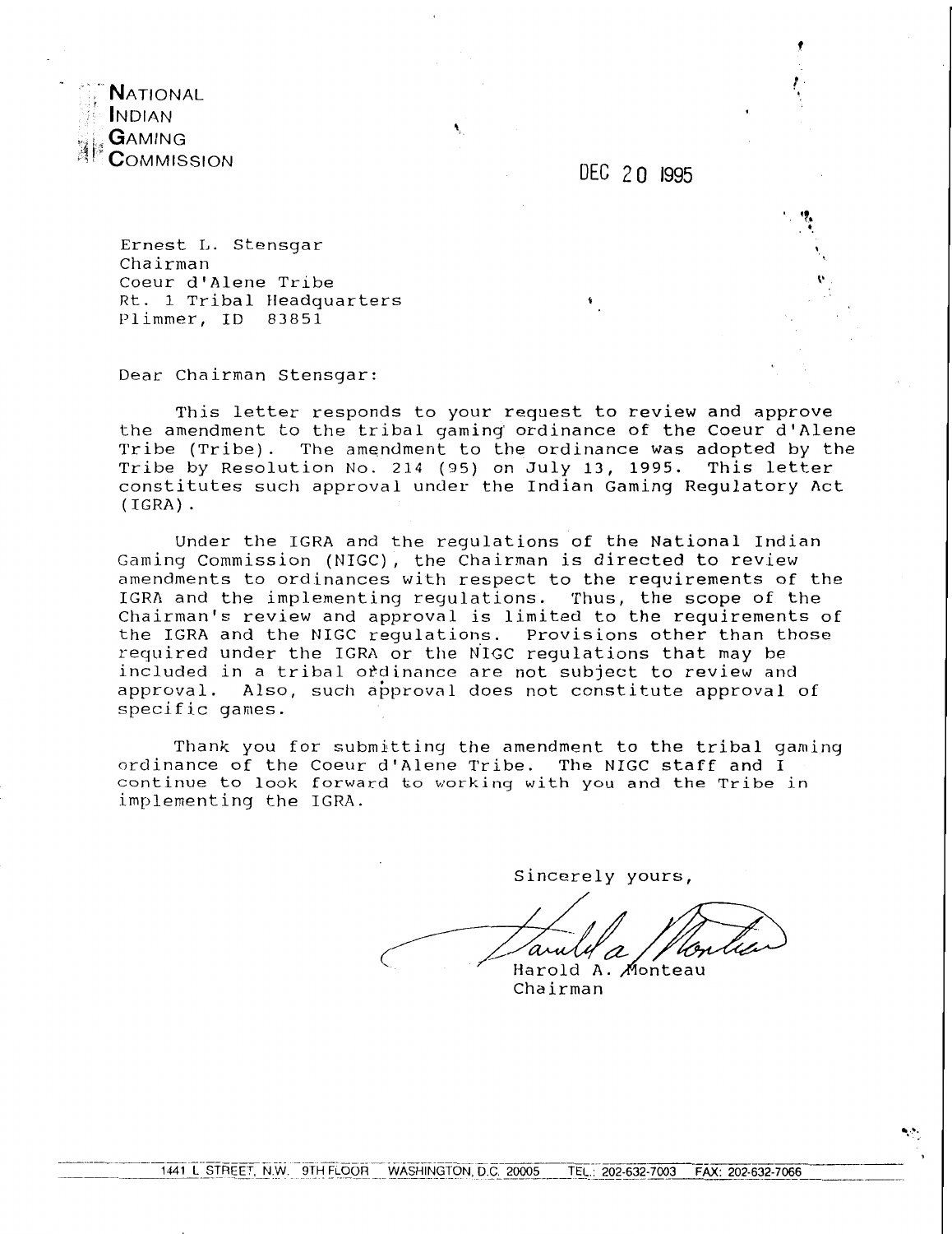**NATIONAL INDIAN GAMING COMMISSION**

DEC 20 1995

Ernest L. Stensgar
Chairman
Coeur d'Alene Tribe
Rt. 1 Tribal Headquarters
Plimmer, ID 83851

Dear Chairman Stensgar:

This letter responds to your request to review and approve the amendment to the tribal gaming ordinance of the Coeur d'Alene Tribe (Tribe). The amendment to the ordinance was adopted by the Tribe by Resolution No. 214 (95) on July 13, 1995. This letter constitutes such approval under the Indian Gaming Regulatory Act (IGRA).

Under the IGRA and the regulations of the National Indian Gaming Commission (NIGC), the Chairman is directed to review amendments to ordinances with respect to the requirements of the IGRA and the implementing regulations. Thus, the scope of the Chairman's review and approval is limited to the requirements of the IGRA and the NIGC regulations. Provisions other than those required under the IGRA or the NIGC regulations that may be included in a tribal ordinance are not subject to review and approval. Also, such approval does not constitute approval of specific games.

Thank you for submitting the amendment to the tribal gaming ordinance of the Coeur d'Alene Tribe. The NIGC staff and I continue to look forward to working with you and the Tribe in implementing the IGRA.

Sincerely yours,

Harold A. Monteau
Chairman

1441 L STREET, N.W. 9TH FLOOR WASHINGTON, D.C. 20005 TEL.: 202-632-7003 FAX: 202-632-7066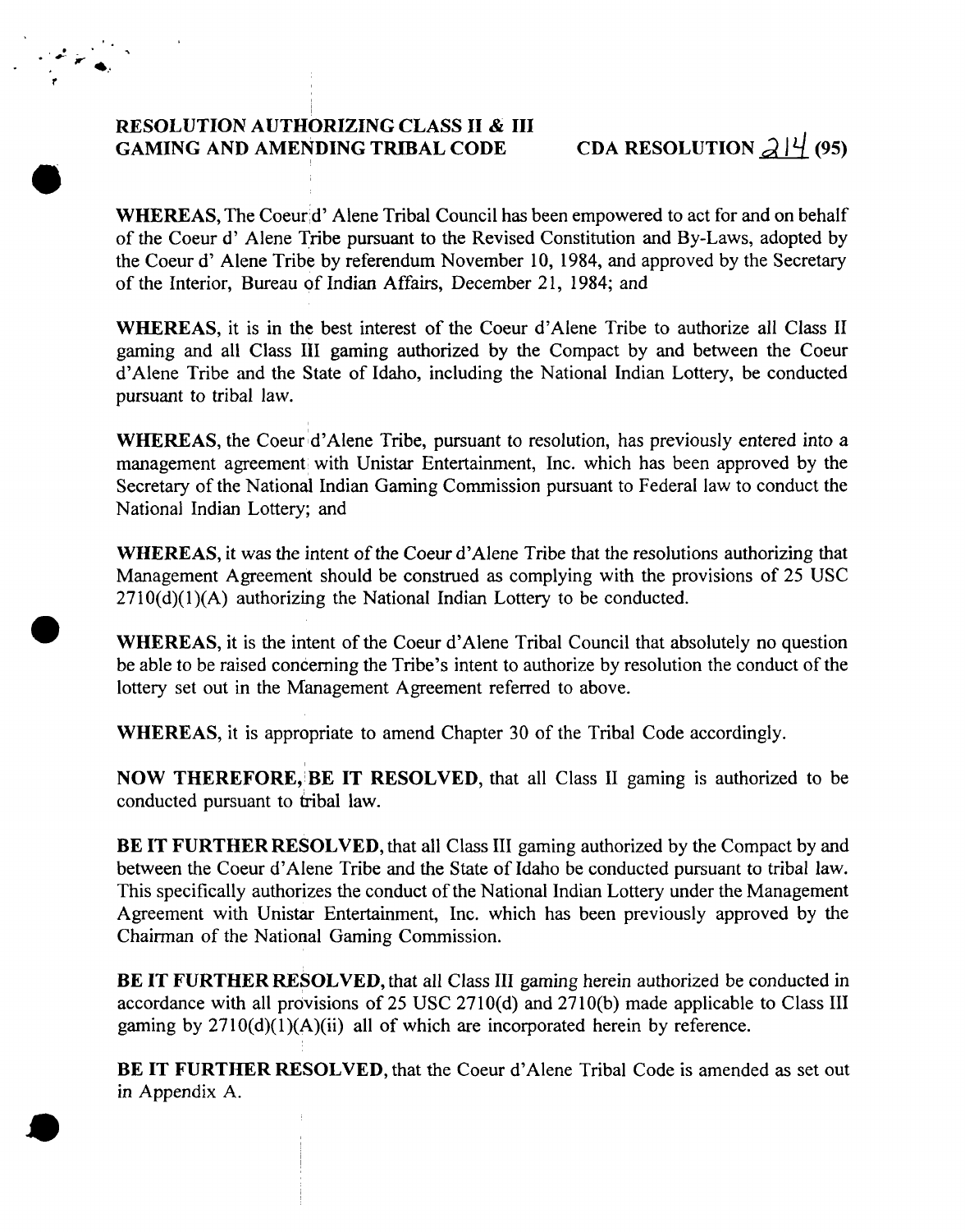**RESOLUTION AUTHORIZING CLASS II & III GAMING AND AMENDING TRIBAL CODE**

**CDA RESOLUTION 214 (95)**

**WHEREAS,** The Coeur d' Alene Tribal Council has been empowered to act for and on behalf of the Coeur d' Alene Tribe pursuant to the Revised Constitution and By-Laws, adopted by the Coeur d' Alene Tribe by referendum November 10, 1984, and approved by the Secretary of the Interior, Bureau of Indian Affairs, December 21, 1984; and

**WHEREAS,** it is in the best interest of the Coeur d'Alene Tribe to authorize all Class II gaming and all Class III gaming authorized by the Compact by and between the Coeur d'Alene Tribe and the State of Idaho, including the National Indian Lottery, be conducted pursuant to tribal law.

**WHEREAS,** the Coeur d'Alene Tribe, pursuant to resolution, has previously entered into a management agreement with Unistar Entertainment, Inc. which has been approved by the Secretary of the National Indian Gaming Commission pursuant to Federal law to conduct the National Indian Lottery; and

**WHEREAS,** it was the intent of the Coeur d'Alene Tribe that the resolutions authorizing that Management Agreement should be construed as complying with the provisions of 25 USC 2710(d)(1)(A) authorizing the National Indian Lottery to be conducted.

**WHEREAS,** it is the intent of the Coeur d'Alene Tribal Council that absolutely no question be able to be raised concerning the Tribe's intent to authorize by resolution the conduct of the lottery set out in the Management Agreement referred to above.

**WHEREAS,** it is appropriate to amend Chapter 30 of the Tribal Code accordingly.

**NOW THEREFORE, BE IT RESOLVED,** that all Class II gaming is authorized to be conducted pursuant to tribal law.

**BE IT FURTHER RESOLVED,** that all Class III gaming authorized by the Compact by and between the Coeur d'Alene Tribe and the State of Idaho be conducted pursuant to tribal law. This specifically authorizes the conduct of the National Indian Lottery under the Management Agreement with Unistar Entertainment, Inc. which has been previously approved by the Chairman of the National Gaming Commission.

**BE IT FURTHER RESOLVED,** that all Class III gaming herein authorized be conducted in accordance with all provisions of 25 USC 2710(d) and 2710(b) made applicable to Class III gaming by 2710(d)(1)(A)(ii) all of which are incorporated herein by reference.

**BE IT FURTHER RESOLVED,** that the Coeur d'Alene Tribal Code is amended as set out in Appendix A.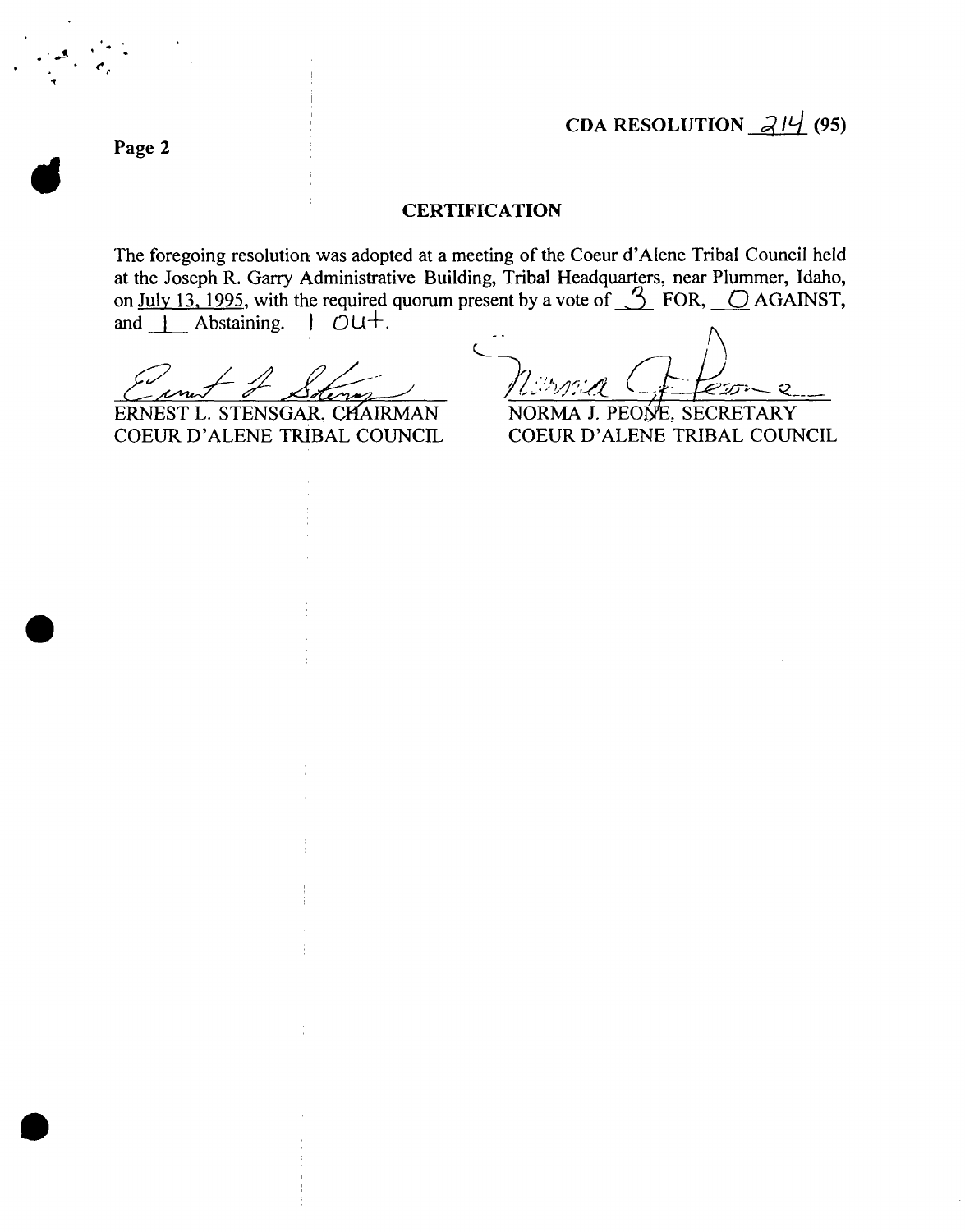**CDA RESOLUTION 214 (95)**

Page 2

## CERTIFICATION

The foregoing resolution was adopted at a meeting of the Coeur d'Alene Tribal Council held at the Joseph R. Garry Administrative Building, Tribal Headquarters, near Plummer, Idaho, on July 13, 1995, with the required quorum present by a vote of 3 FOR, 0 AGAINST, and 1 Abstaining. 1 Out.

| | |
|---|---|
| ERNEST L. STENSGAR, CHAIRMAN | NORMA J. PEONE, SECRETARY |
| COEUR D'ALENE TRIBAL COUNCIL | COEUR D'ALENE TRIBAL COUNCIL |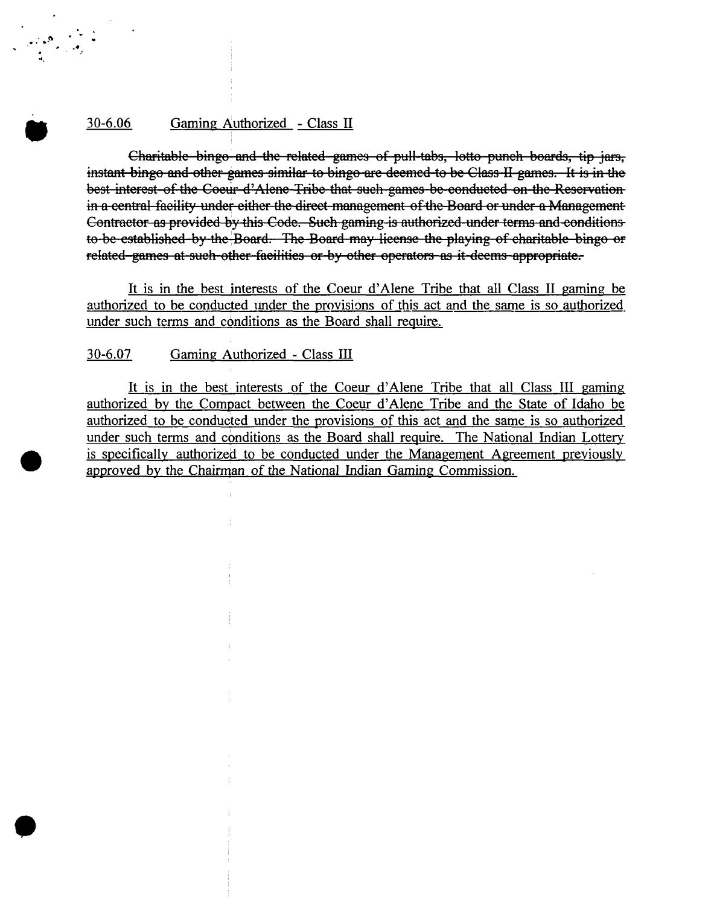30-6.06 Gaming Authorized - Class II

~~Charitable bingo and the related games of pull-tabs, lotto punch boards, tip jars, instant bingo and other games similar to bingo are deemed to be Class II games. It is in the best interest of the Coeur d'Alene Tribe that such games be conducted on the Reservation in a central facility under either the direct management of the Board or under a Management Contractor as provided by this Code. Such gaming is authorized under terms and conditions to be established by the Board. The Board may license the playing of charitable bingo or related games at such other facilities or by other operators as it deems appropriate.~~

It is in the best interests of the Coeur d'Alene Tribe that all Class II gaming be authorized to be conducted under the provisions of this act and the same is so authorized under such terms and conditions as the Board shall require.

30-6.07 Gaming Authorized - Class III

It is in the best interests of the Coeur d'Alene Tribe that all Class III gaming authorized by the Compact between the Coeur d'Alene Tribe and the State of Idaho be authorized to be conducted under the provisions of this act and the same is so authorized under such terms and conditions as the Board shall require. The National Indian Lottery is specifically authorized to be conducted under the Management Agreement previously approved by the Chairman of the National Indian Gaming Commission.